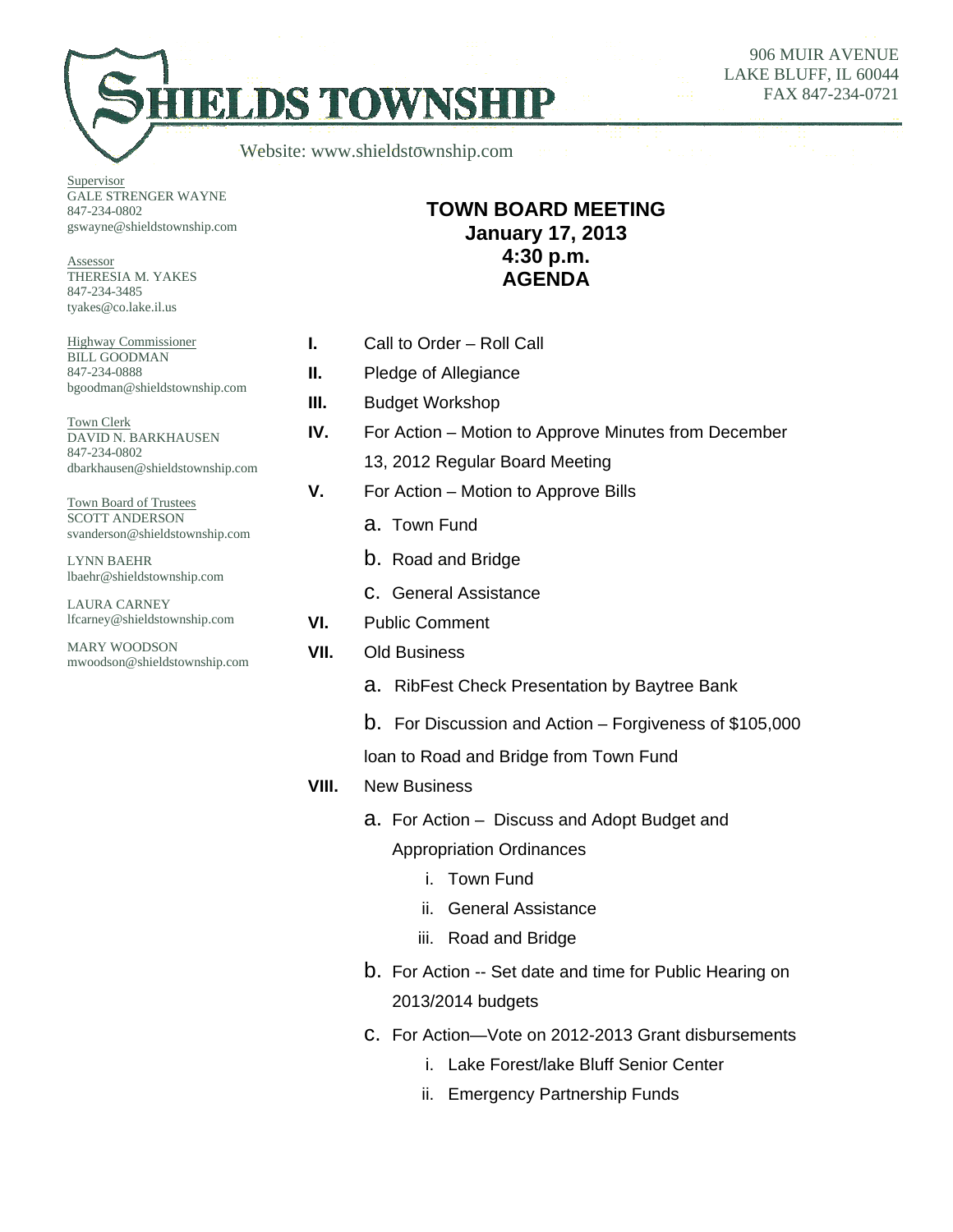# SHIELDS TOWNSHIP

Website: www.shieldstownship.com

906 MUIR AVENUE
LAKE BLUFF, IL 60044
FAX 847-234-0721

Supervisor
GALE STRENGER WAYNE
847-234-0802
gswayne@shieldstownship.com

Assessor
THERESIA M. YAKES
847-234-3485
tyakes@co.lake.il.us

Highway Commissioner
BILL GOODMAN
847-234-0888
bgoodman@shieldstownship.com

Town Clerk
DAVID N. BARKHAUSEN
847-234-0802
dbarkhausen@shieldstownship.com

Town Board of Trustees
SCOTT ANDERSON
svanderson@shieldstownship.com

LYNN BAEHR
lbaehr@shieldstownship.com

LAURA CARNEY
lfcarney@shieldstownship.com

MARY WOODSON
mwoodson@shieldstownship.com

## TOWN BOARD MEETING
## January 17, 2013
## 4:30 p.m.
## AGENDA

**I.** Call to Order – Roll Call

**II.** Pledge of Allegiance

**III.** Budget Workshop

**IV.** For Action – Motion to Approve Minutes from December 13, 2012 Regular Board Meeting

**V.** For Action – Motion to Approve Bills

- a. Town Fund
- b. Road and Bridge
- c. General Assistance

**VI.** Public Comment

**VII.** Old Business

- a. RibFest Check Presentation by Baytree Bank
- b. For Discussion and Action – Forgiveness of $105,000 loan to Road and Bridge from Town Fund

**VIII.** New Business

- a. For Action – Discuss and Adopt Budget and Appropriation Ordinances
  - i. Town Fund
  - ii. General Assistance
  - iii. Road and Bridge
- b. For Action -- Set date and time for Public Hearing on 2013/2014 budgets
- c. For Action—Vote on 2012-2013 Grant disbursements
  - i. Lake Forest/lake Bluff Senior Center
  - ii. Emergency Partnership Funds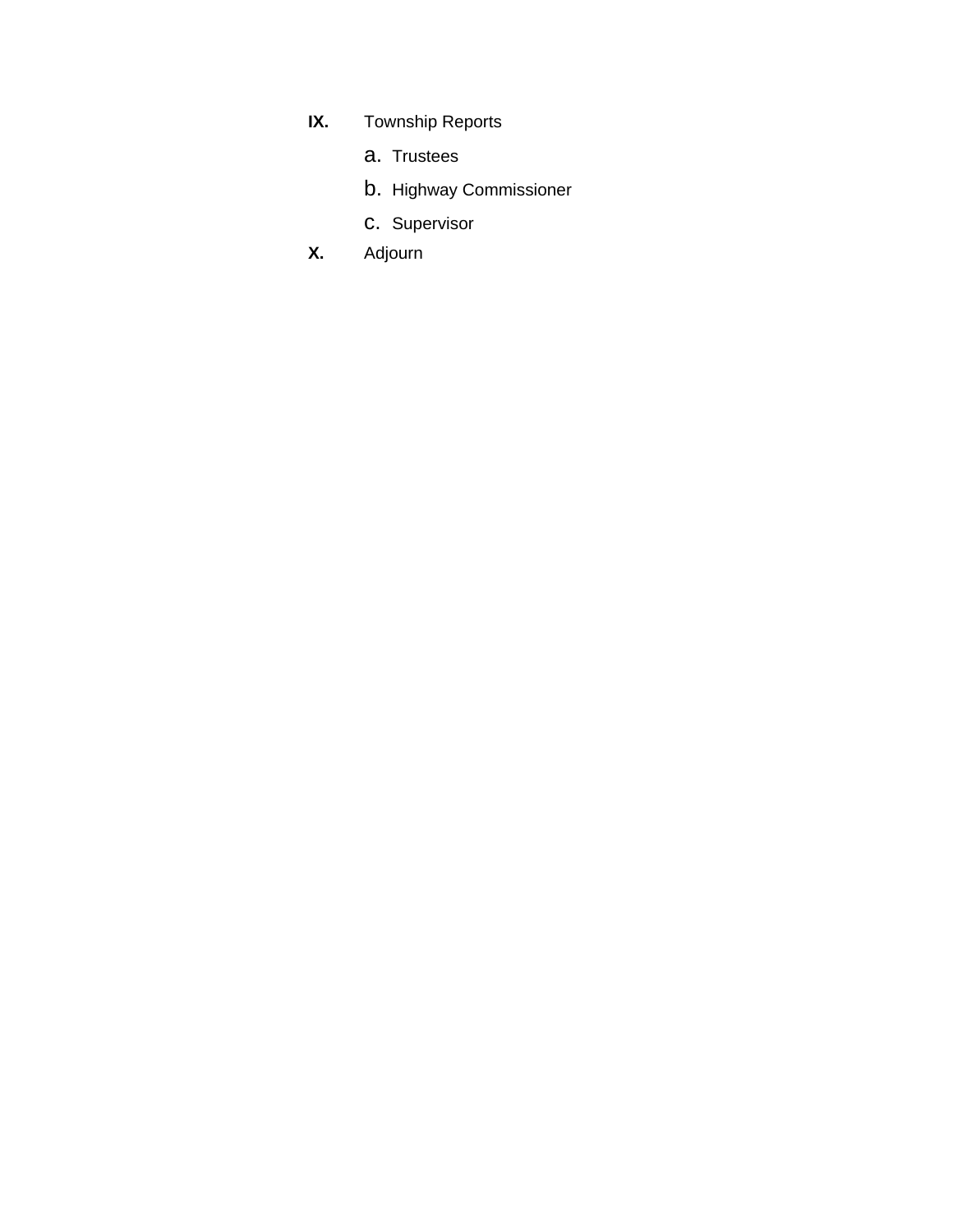IX. Township Reports

a. Trustees

b. Highway Commissioner

c. Supervisor

X. Adjourn